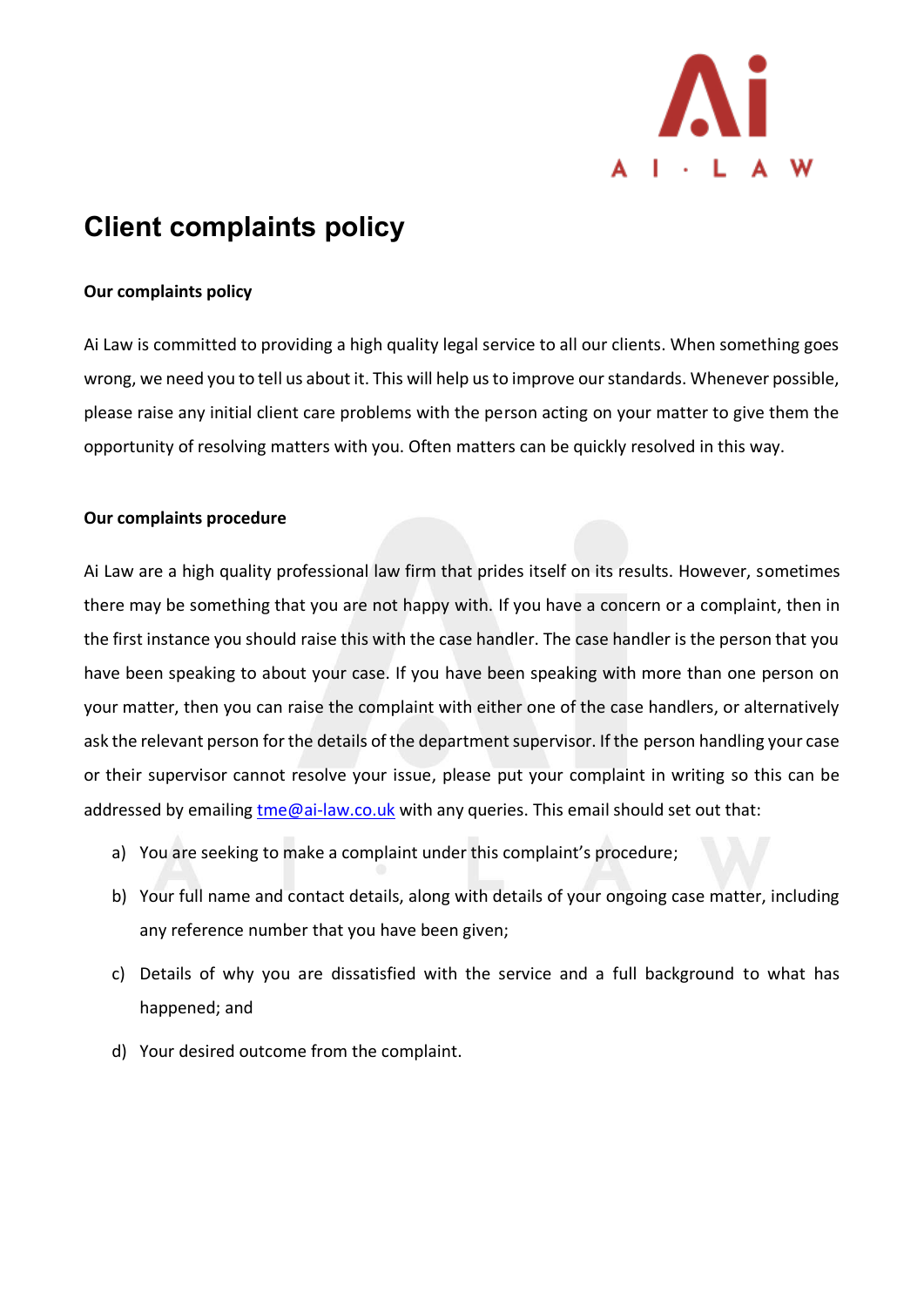# Client complaints policy

**Our complaints policy**

Ai Law is committed to providing a high quality legal service to all our clients. When something goes wrong, we need you to tell us about it. This will help us to improve our standards. Whenever possible, please raise any initial client care problems with the person acting on your matter to give them the opportunity of resolving matters with you. Often matters can be quickly resolved in this way.

**Our complaints procedure**

Ai Law are a high quality professional law firm that prides itself on its results. However, sometimes there may be something that you are not happy with. If you have a concern or a complaint, then in the first instance you should raise this with the case handler. The case handler is the person that you have been speaking to about your case. If you have been speaking with more than one person on your matter, then you can raise the complaint with either one of the case handlers, or alternatively ask the relevant person for the details of the department supervisor. If the person handling your case or their supervisor cannot resolve your issue, please put your complaint in writing so this can be addressed by emailing tme@ai-law.co.uk with any queries. This email should set out that:

a) You are seeking to make a complaint under this complaint's procedure;

b) Your full name and contact details, along with details of your ongoing case matter, including any reference number that you have been given;

c) Details of why you are dissatisfied with the service and a full background to what has happened; and

d) Your desired outcome from the complaint.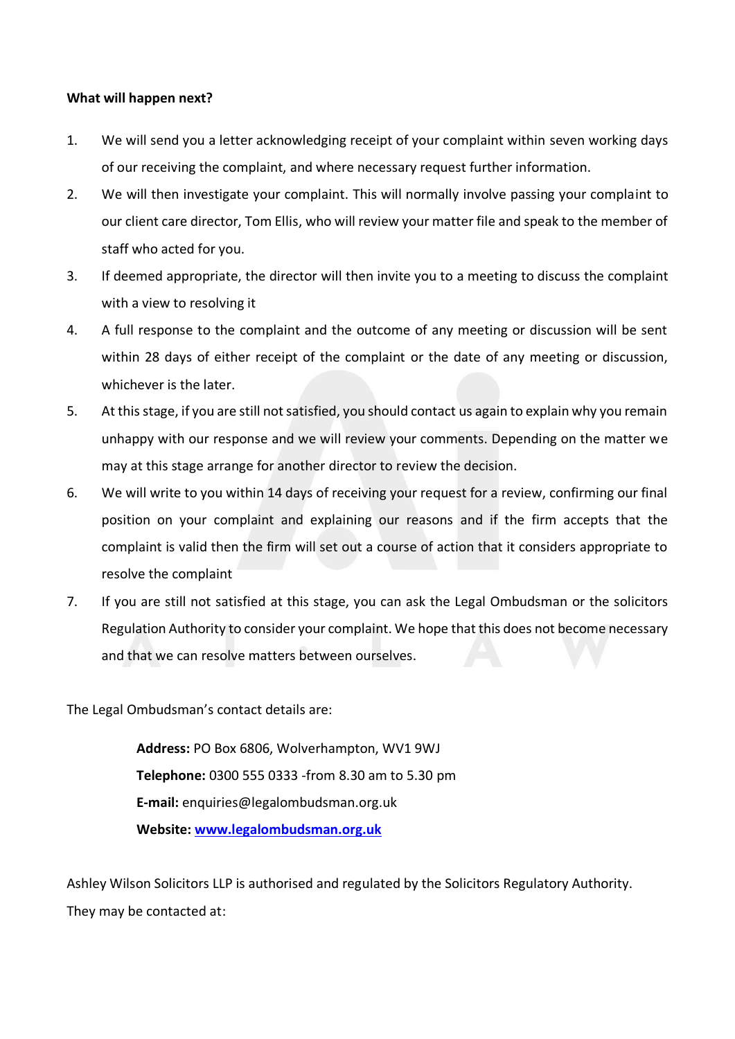**What will happen next?**

1. We will send you a letter acknowledging receipt of your complaint within seven working days of our receiving the complaint, and where necessary request further information.
2. We will then investigate your complaint. This will normally involve passing your complaint to our client care director, Tom Ellis, who will review your matter file and speak to the member of staff who acted for you.
3. If deemed appropriate, the director will then invite you to a meeting to discuss the complaint with a view to resolving it
4. A full response to the complaint and the outcome of any meeting or discussion will be sent within 28 days of either receipt of the complaint or the date of any meeting or discussion, whichever is the later.
5. At this stage, if you are still not satisfied, you should contact us again to explain why you remain unhappy with our response and we will review your comments. Depending on the matter we may at this stage arrange for another director to review the decision.
6. We will write to you within 14 days of receiving your request for a review, confirming our final position on your complaint and explaining our reasons and if the firm accepts that the complaint is valid then the firm will set out a course of action that it considers appropriate to resolve the complaint
7. If you are still not satisfied at this stage, you can ask the Legal Ombudsman or the solicitors Regulation Authority to consider your complaint. We hope that this does not become necessary and that we can resolve matters between ourselves.

The Legal Ombudsman's contact details are:

> **Address:** PO Box 6806, Wolverhampton, WV1 9WJ
> **Telephone:** 0300 555 0333 -from 8.30 am to 5.30 pm
> **E-mail:** enquiries@legalombudsman.org.uk
> **Website:** [www.legalombudsman.org.uk](http://www.legalombudsman.org.uk)

Ashley Wilson Solicitors LLP is authorised and regulated by the Solicitors Regulatory Authority.
They may be contacted at: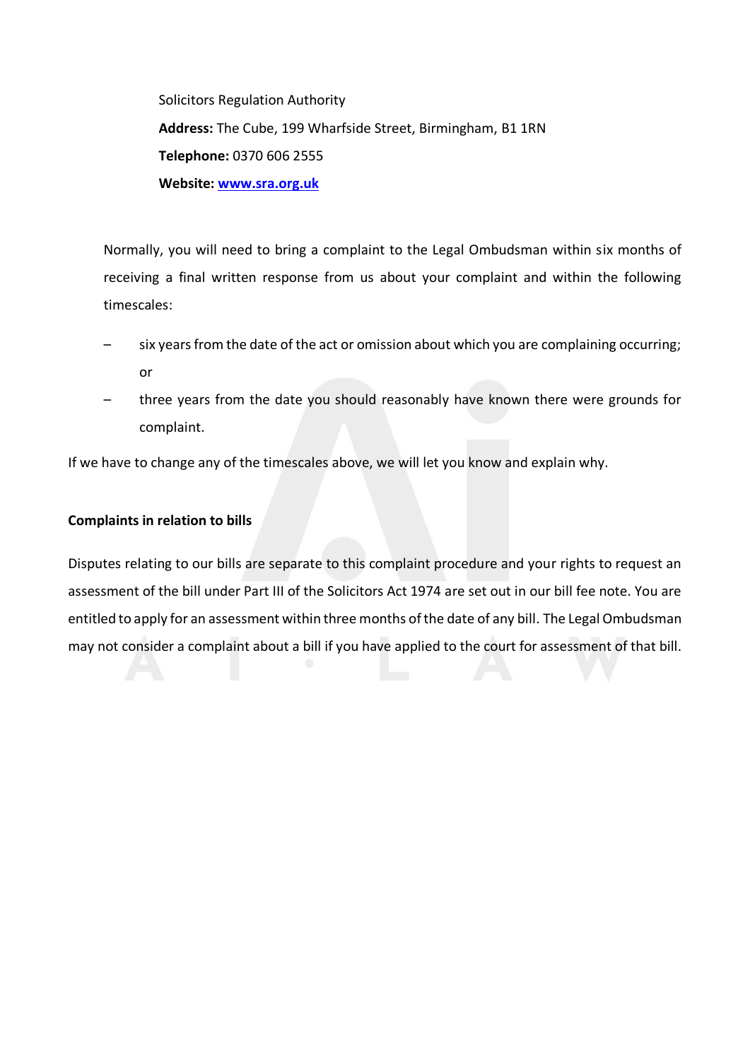Solicitors Regulation Authority

**Address:** The Cube, 199 Wharfside Street, Birmingham, B1 1RN

**Telephone:** 0370 606 2555

**Website:** [www.sra.org.uk](http://www.sra.org.uk)

Normally, you will need to bring a complaint to the Legal Ombudsman within six months of receiving a final written response from us about your complaint and within the following timescales:

- six years from the date of the act or omission about which you are complaining occurring; or
- three years from the date you should reasonably have known there were grounds for complaint.

If we have to change any of the timescales above, we will let you know and explain why.

**Complaints in relation to bills**

Disputes relating to our bills are separate to this complaint procedure and your rights to request an assessment of the bill under Part III of the Solicitors Act 1974 are set out in our bill fee note. You are entitled to apply for an assessment within three months of the date of any bill. The Legal Ombudsman may not consider a complaint about a bill if you have applied to the court for assessment of that bill.